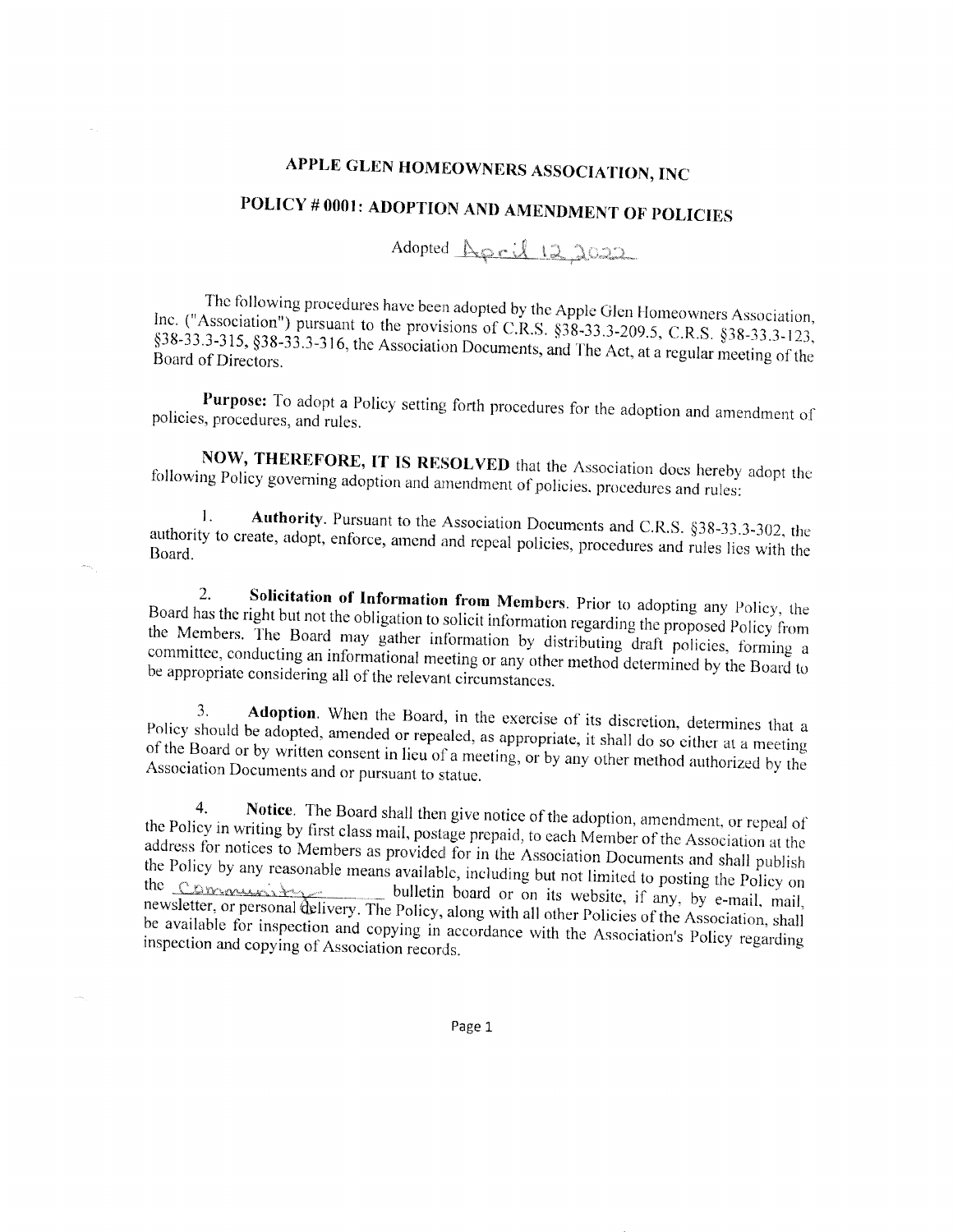# APPLE GLEN HOMEOWNERS ASSOCIATION, INC

## POLICY # 0001: ADOPTION AND AMENDMENT OF POLICIES

Adopted April 12 2022

The following procedures have been adopted by the Apple Glen Homeowners Association, Inc. ("Association") pursuant to the provisions of C.R.S. §38-33.3-209.5, C.R.S. §38-33.3-123, §38-33.3-315, §38-33.3-316, the Association Documents, and The Act, at a regular meeting of the Board of Directors.

**Purpose:** To adopt a Policy setting forth procedures for the adoption and amendment of policies, procedures, and rules.

**NOW, THEREFORE, IT IS RESOLVED** that the Association does hereby adopt the following Policy governing adoption and amendment of policies, procedures and rules:

1. **Authority**. Pursuant to the Association Documents and C.R.S. §38-33.3-302, the authority to create, adopt, enforce, amend and repeal policies, procedures and rules lies with the Board.

2. **Solicitation of Information from Members**. Prior to adopting any Policy, the Board has the right but not the obligation to solicit information regarding the proposed Policy from the Members. The Board may gather information by distributing draft policies, forming a committee, conducting an informational meeting or any other method determined by the Board to be appropriate considering all of the relevant circumstances.

3. **Adoption**. When the Board, in the exercise of its discretion, determines that a Policy should be adopted, amended or repealed, as appropriate, it shall do so either at a meeting of the Board or by written consent in lieu of a meeting, or by any other method authorized by the Association Documents and or pursuant to statue.

4. **Notice**. The Board shall then give notice of the adoption, amendment, or repeal of the Policy in writing by first class mail, postage prepaid, to each Member of the Association at the address for notices to Members as provided for in the Association Documents and shall publish the Policy by any reasonable means available, including but not limited to posting the Policy on the Community bulletin board or on its website, if any, by e-mail, mail, newsletter, or personal delivery. The Policy, along with all other Policies of the Association, shall be available for inspection and copying in accordance with the Association's Policy regarding inspection and copying of Association records.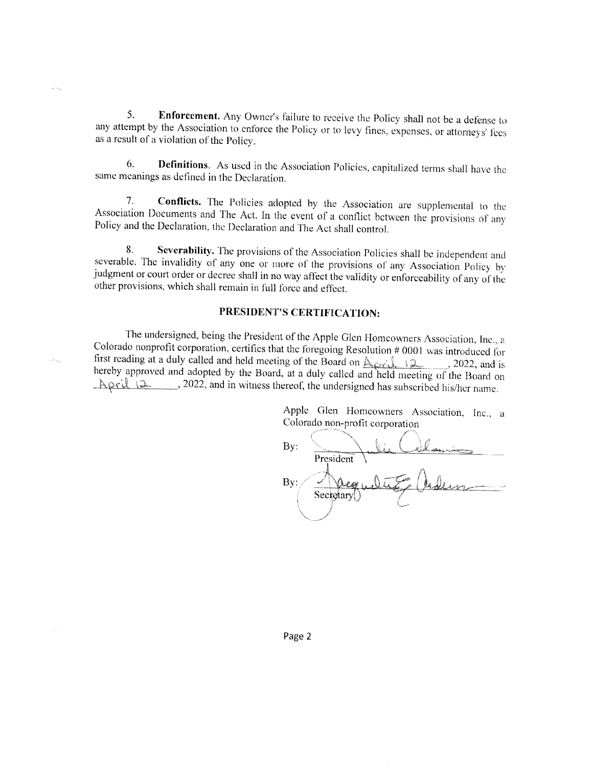5. **Enforcement.** Any Owner's failure to receive the Policy shall not be a defense to any attempt by the Association to enforce the Policy or to levy fines, expenses, or attorneys' fees as a result of a violation of the Policy.

6. **Definitions**. As used in the Association Policies, capitalized terms shall have the same meanings as defined in the Declaration.

7. **Conflicts.** The Policies adopted by the Association are supplemental to the Association Documents and The Act. In the event of a conflict between the provisions of any Policy and the Declaration, the Declaration and The Act shall control.

8. **Severability.** The provisions of the Association Policies shall be independent and severable. The invalidity of any one or more of the provisions of any Association Policy by judgment or court order or decree shall in no way affect the validity or enforceability of any of the other provisions, which shall remain in full force and effect.

## PRESIDENT'S CERTIFICATION:

The undersigned, being the President of the Apple Glen Homeowners Association, Inc., a Colorado nonprofit corporation, certifies that the foregoing Resolution # 0001 was introduced for first reading at a duly called and held meeting of the Board on April 12, 2022, and is hereby approved and adopted by the Board, at a duly called and held meeting of the Board on April 12, 2022, and in witness thereof, the undersigned has subscribed his/her name.

Apple Glen Homeowners Association, Inc., a Colorado non-profit corporation

By: ______________________
President

By: ______________________
Secretary